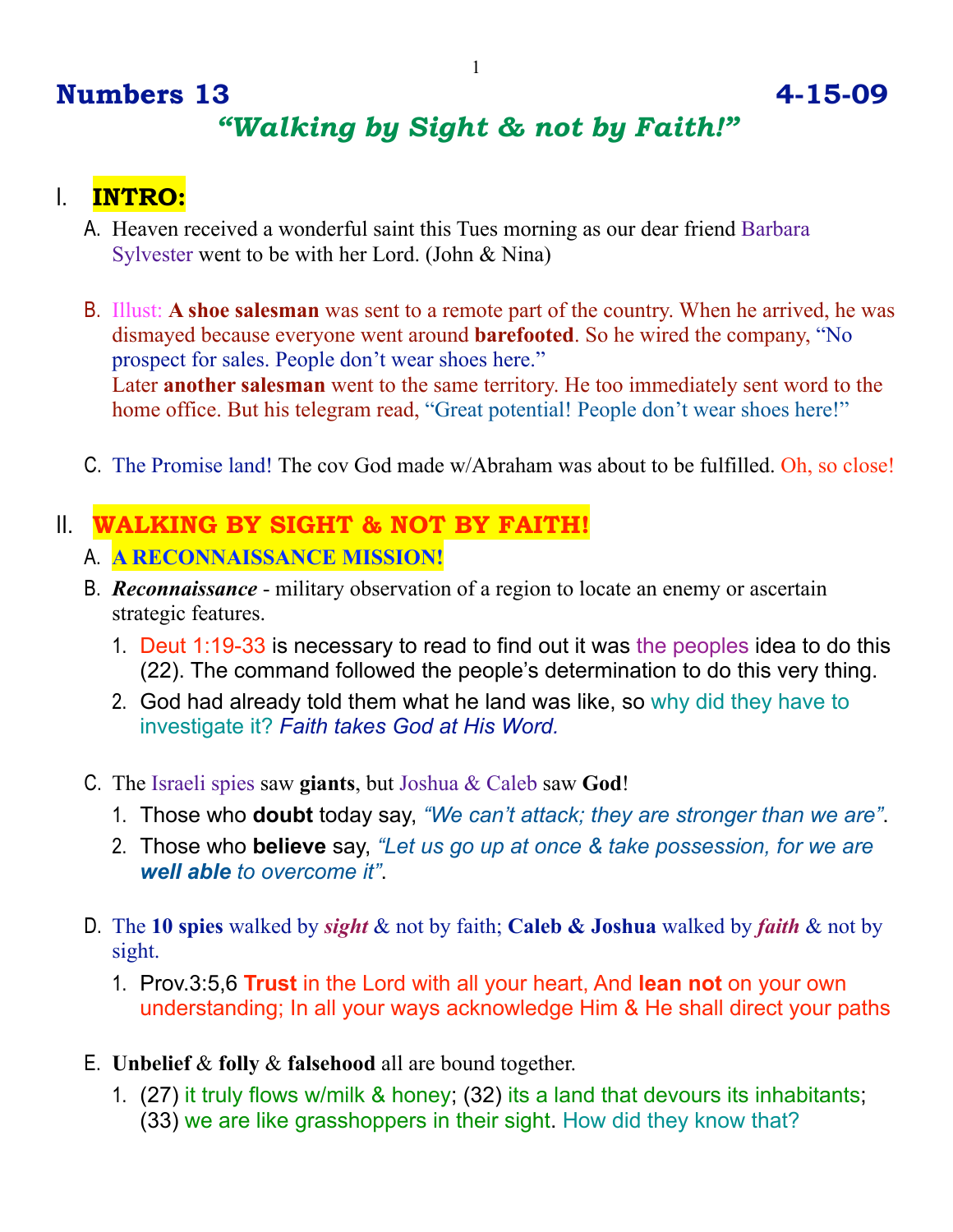# Numbers 13 4-15-09

## *"Walking by Sight & not by Faith!"*

## I. INTRO:

A. Heaven received a wonderful saint this Tues morning as our dear friend Barbara Sylvester went to be with her Lord. (John & Nina)

B. Illust: **A shoe salesman** was sent to a remote part of the country. When he arrived, he was dismayed because everyone went around **barefooted**. So he wired the company, "No prospect for sales. People don't wear shoes here."
Later **another salesman** went to the same territory. He too immediately sent word to the home office. But his telegram read, "Great potential! People don't wear shoes here!"

C. The Promise land! The cov God made w/Abraham was about to be fulfilled. Oh, so close!

## II. WALKING BY SIGHT & NOT BY FAITH!

A. **A RECONNAISSANCE MISSION!**

B. ***Reconnaissance*** - military observation of a region to locate an enemy or ascertain strategic features.

1. Deut 1:19-33 is necessary to read to find out it was the peoples idea to do this (22). The command followed the people's determination to do this very thing.
2. God had already told them what he land was like, so why did they have to investigate it? *Faith takes God at His Word.*

C. The Israeli spies saw **giants**, but Joshua & Caleb saw **God**!

1. Those who **doubt** today say, *"We can't attack; they are stronger than we are"*.
2. Those who **believe** say, *"Let us go up at once & take possession, for we are **well able** to overcome it"*.

D. The **10 spies** walked by ***sight*** & not by faith; **Caleb & Joshua** walked by ***faith*** & not by sight.

1. Prov.3:5,6 **Trust** in the Lord with all your heart, And **lean not** on your own understanding; In all your ways acknowledge Him & He shall direct your paths

E. **Unbelief** & **folly** & **falsehood** all are bound together.

1. (27) it truly flows w/milk & honey; (32) its a land that devours its inhabitants; (33) we are like grasshoppers in their sight. How did they know that?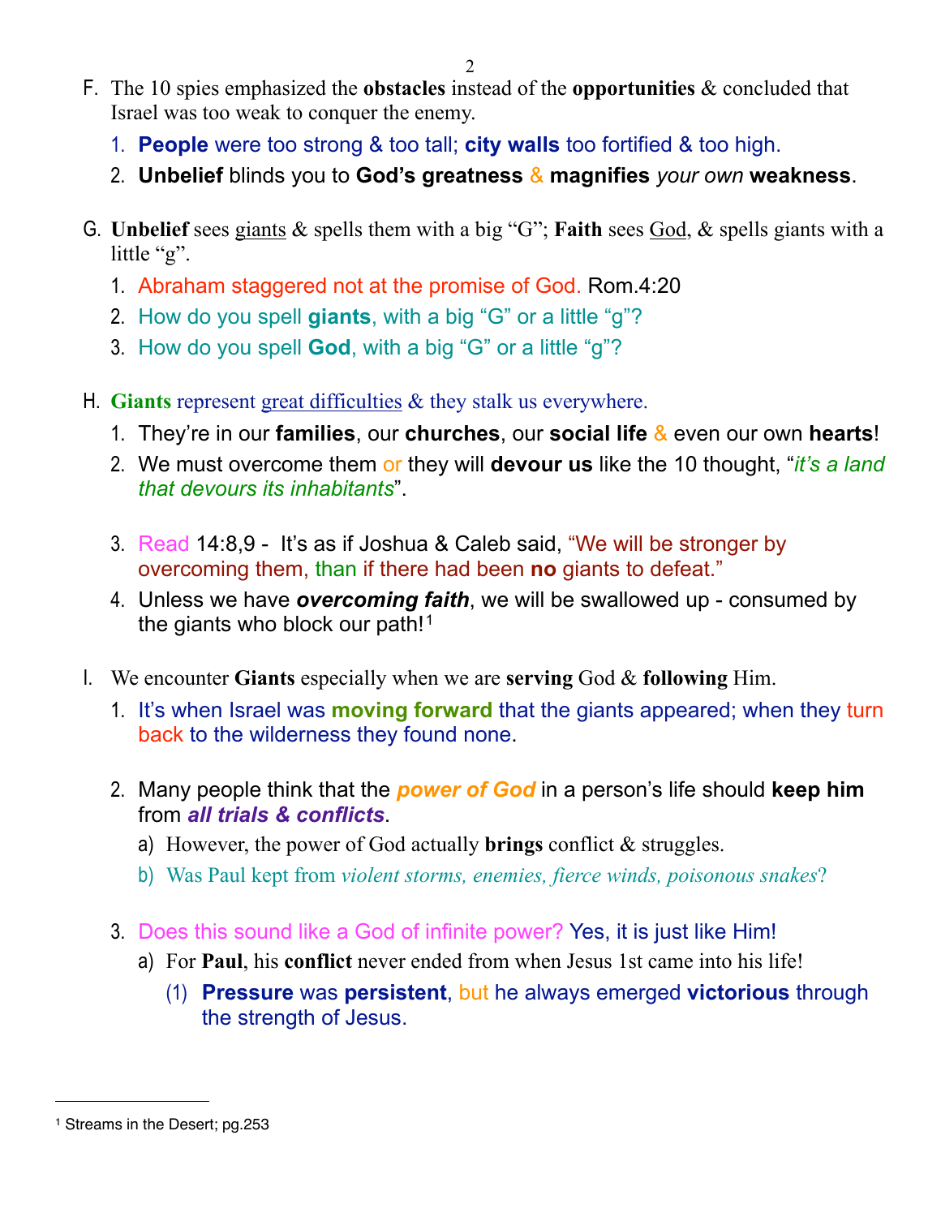F. The 10 spies emphasized the **obstacles** instead of the **opportunities** & concluded that Israel was too weak to conquer the enemy.

1. **People** were too strong & too tall; **city walls** too fortified & too high.
2. **Unbelief** blinds you to **God's greatness** & **magnifies** *your own* **weakness**.

G. **Unbelief** sees giants & spells them with a big "G"; **Faith** sees God, & spells giants with a little "g".

1. Abraham staggered not at the promise of God. Rom.4:20
2. How do you spell **giants**, with a big "G" or a little "g"?
3. How do you spell **God**, with a big "G" or a little "g"?

H. **Giants** represent great difficulties & they stalk us everywhere.

1. They're in our **families**, our **churches**, our **social life** & even our own **hearts**!
2. We must overcome them or they will **devour us** like the 10 thought, "*it's a land that devours its inhabitants*".
3. Read 14:8,9 - It's as if Joshua & Caleb said, "We will be stronger by overcoming them, than if there had been **no** giants to defeat."
4. Unless we have ***overcoming faith***, we will be swallowed up - consumed by the giants who block our path![1]

I. We encounter **Giants** especially when we are **serving** God & **following** Him.

1. It's when Israel was **moving forward** that the giants appeared; when they turn back to the wilderness they found none.
2. Many people think that the ***power of God*** in a person's life should **keep him** from ***all trials & conflicts***.
   a) However, the power of God actually **brings** conflict & struggles.
   b) Was Paul kept from *violent storms, enemies, fierce winds, poisonous snakes*?
3. Does this sound like a God of infinite power? Yes, it is just like Him!
   a) For **Paul**, his **conflict** never ended from when Jesus 1st came into his life!
      (1) **Pressure** was **persistent**, but he always emerged **victorious** through the strength of Jesus.

[1] Streams in the Desert; pg.253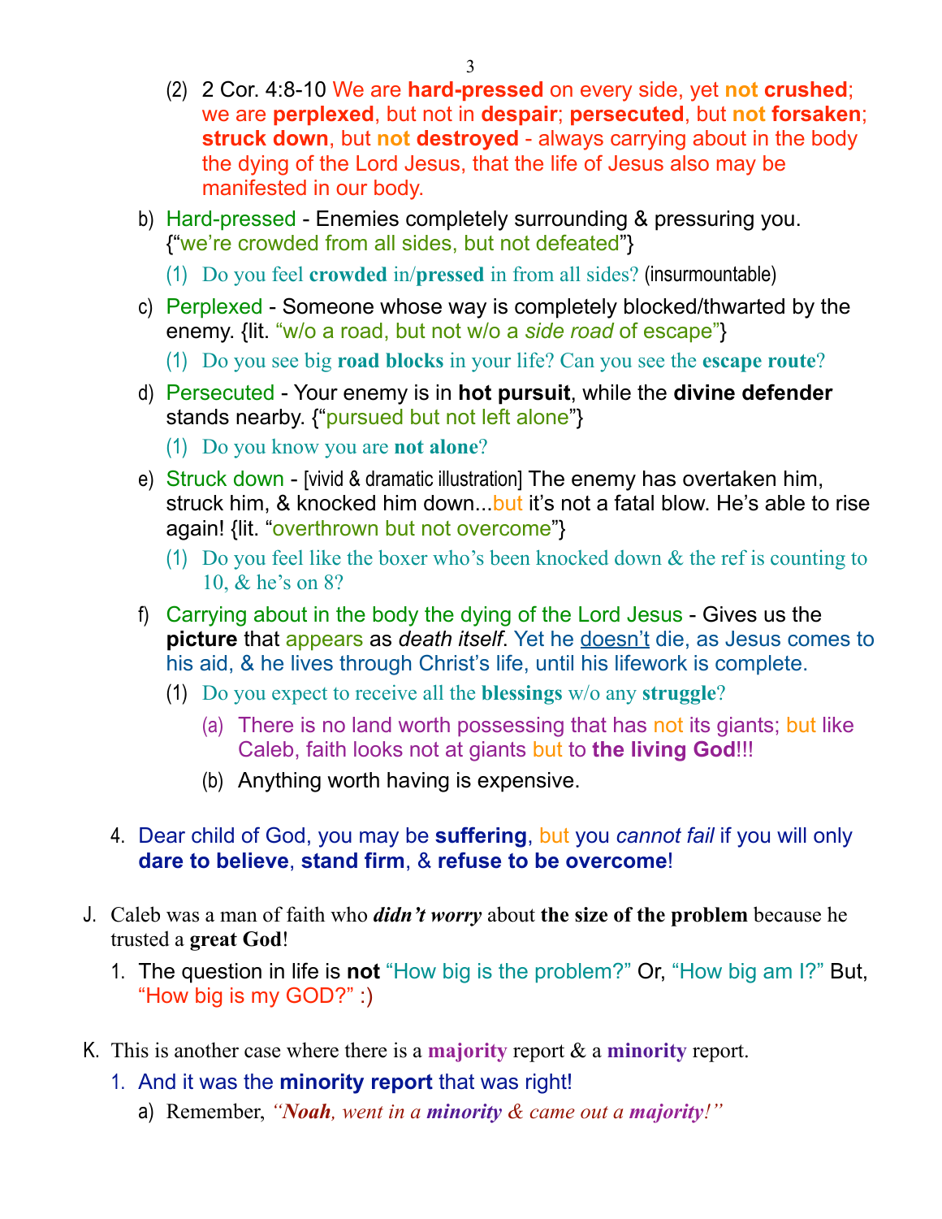(2) 2 Cor. 4:8-10 We are **hard-pressed** on every side, yet **not crushed**; we are **perplexed**, but not in **despair**; **persecuted**, but **not forsaken**; **struck down**, but **not destroyed** - always carrying about in the body the dying of the Lord Jesus, that the life of Jesus also may be manifested in our body.

b) Hard-pressed - Enemies completely surrounding & pressuring you. {"we're crowded from all sides, but not defeated"}

   (1) Do you feel **crowded** in/**pressed** in from all sides? (insurmountable)

c) Perplexed - Someone whose way is completely blocked/thwarted by the enemy. {lit. "w/o a road, but not w/o a *side road* of escape"}

   (1) Do you see big **road blocks** in your life? Can you see the **escape route**?

d) Persecuted - Your enemy is in **hot pursuit**, while the **divine defender** stands nearby. {"pursued but not left alone"}

   (1) Do you know you are **not alone**?

e) Struck down - [vivid & dramatic illustration] The enemy has overtaken him, struck him, & knocked him down...but it's not a fatal blow. He's able to rise again! {lit. "overthrown but not overcome"}

   (1) Do you feel like the boxer who's been knocked down & the ref is counting to 10, & he's on 8?

f) Carrying about in the body the dying of the Lord Jesus - Gives us the **picture** that appears as *death itself*. Yet he doesn't die, as Jesus comes to his aid, & he lives through Christ's life, until his lifework is complete.

   (1) Do you expect to receive all the **blessings** w/o any **struggle**?

      (a) There is no land worth possessing that has not its giants; but like Caleb, faith looks not at giants but to **the living God**!!!

      (b) Anything worth having is expensive.

4. Dear child of God, you may be **suffering**, but you *cannot fail* if you will only **dare to believe**, **stand firm**, & **refuse to be overcome**!

J. Caleb was a man of faith who ***didn't worry*** about **the size of the problem** because he trusted a **great God**!

   1. The question in life is **not** "How big is the problem?" Or, "How big am I?" But, "How big is my GOD?" :)

K. This is another case where there is a **majority** report & a **minority** report.

   1. And it was the **minority report** that was right!

      a) Remember, *"**Noah**, went in a **minority** & came out a **majority**!"*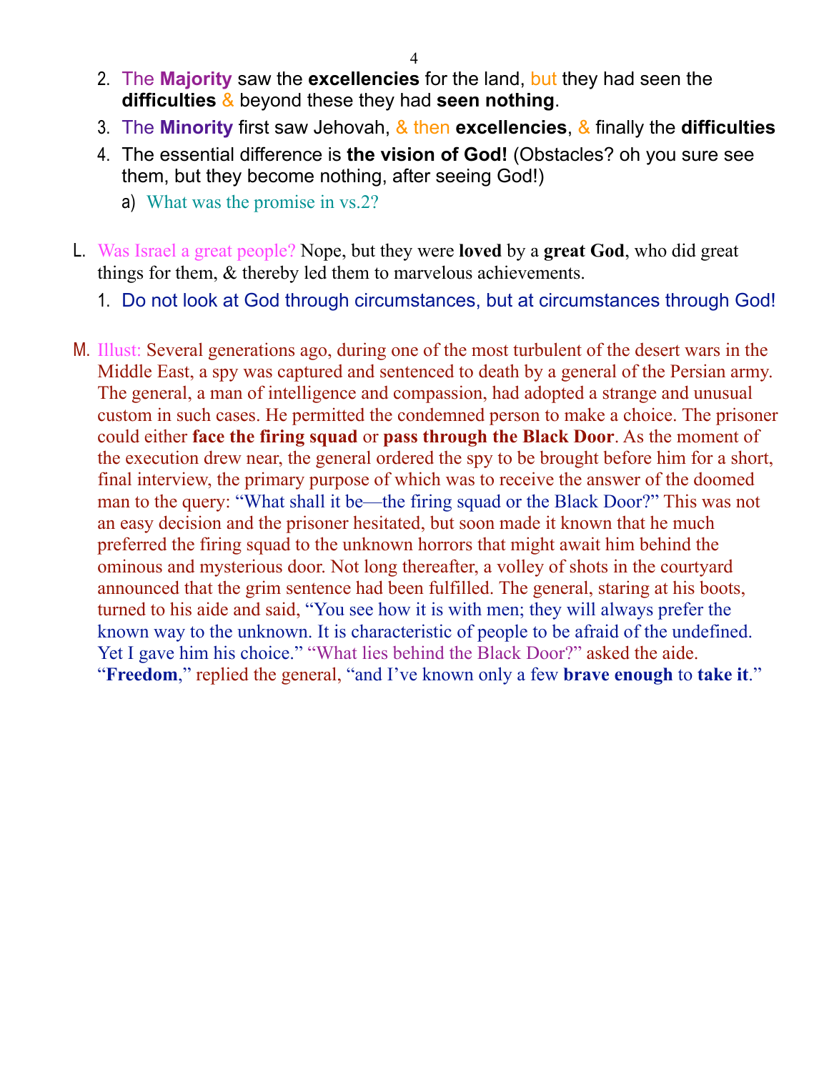2. The **Majority** saw the **excellencies** for the land, but they had seen the **difficulties** & beyond these they had **seen nothing**.
3. The **Minority** first saw Jehovah, & then **excellencies**, & finally the **difficulties**
4. The essential difference is **the vision of God!** (Obstacles? oh you sure see them, but they become nothing, after seeing God!)
    a) What was the promise in vs.2?

L. Was Israel a great people? Nope, but they were **loved** by a **great God**, who did great things for them, & thereby led them to marvelous achievements.
    1. Do not look at God through circumstances, but at circumstances through God!

M. Illust: Several generations ago, during one of the most turbulent of the desert wars in the Middle East, a spy was captured and sentenced to death by a general of the Persian army. The general, a man of intelligence and compassion, had adopted a strange and unusual custom in such cases. He permitted the condemned person to make a choice. The prisoner could either **face the firing squad** or **pass through the Black Door**. As the moment of the execution drew near, the general ordered the spy to be brought before him for a short, final interview, the primary purpose of which was to receive the answer of the doomed man to the query: "What shall it be—the firing squad or the Black Door?" This was not an easy decision and the prisoner hesitated, but soon made it known that he much preferred the firing squad to the unknown horrors that might await him behind the ominous and mysterious door. Not long thereafter, a volley of shots in the courtyard announced that the grim sentence had been fulfilled. The general, staring at his boots, turned to his aide and said, "You see how it is with men; they will always prefer the known way to the unknown. It is characteristic of people to be afraid of the undefined. Yet I gave him his choice." "What lies behind the Black Door?" asked the aide. "**Freedom**," replied the general, "and I've known only a few **brave enough** to **take it**."